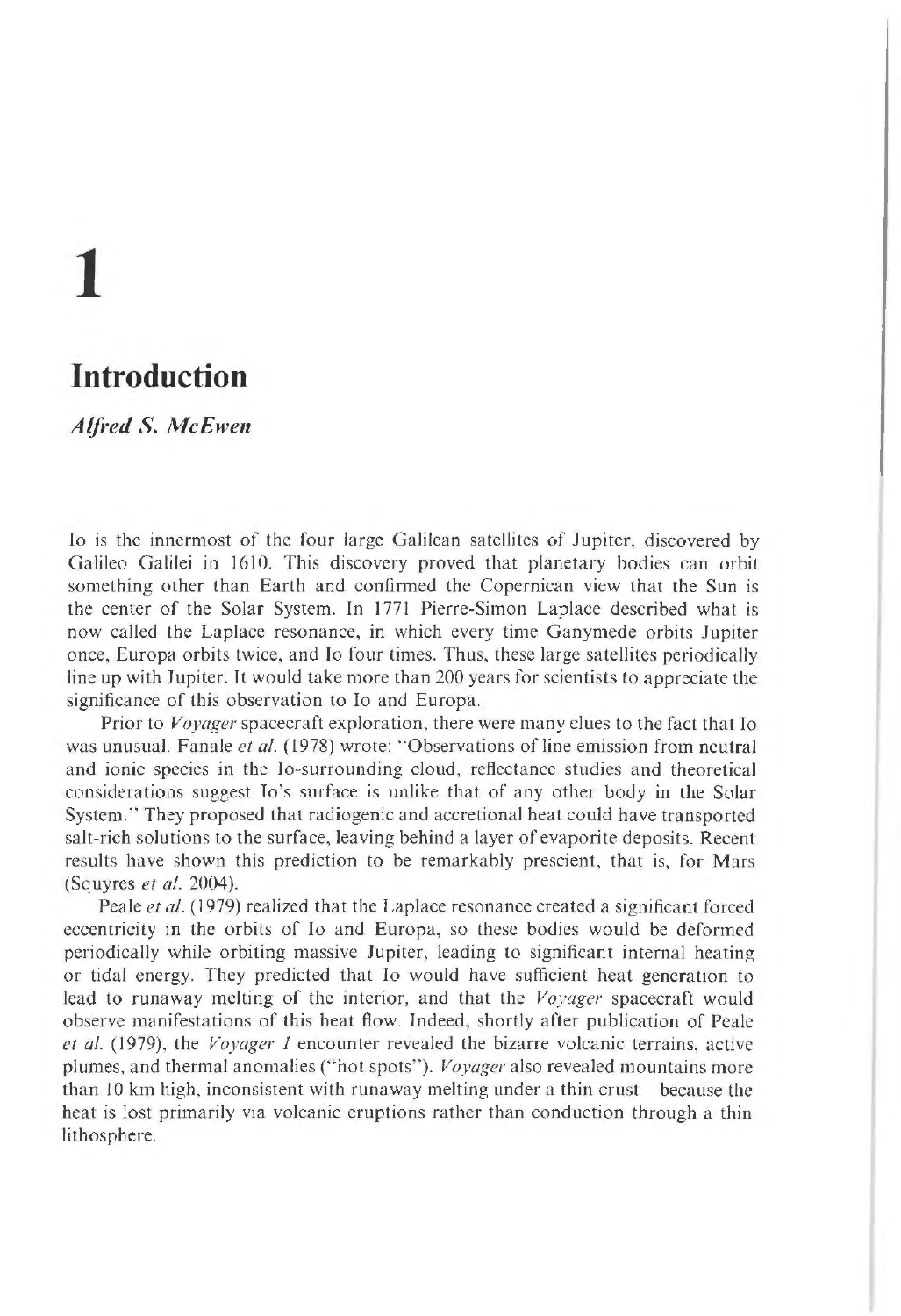# 1

## Introduction

*Alfred S. McEwen*

Io is the innermost of the four large Galilean satellites of Jupiter, discovered by Galileo Galilei in 1610. This discovery proved that planetary bodies can orbit something other than Earth and confirmed the Copernican view that the Sun is the center of the Solar System. In 1771 Pierre-Simon Laplace described what is now called the Laplace resonance, in which every time Ganymede orbits Jupiter once, Europa orbits twice, and Io four times. Thus, these large satellites periodically line up with Jupiter. It would take more than 200 years for scientists to appreciate the significance of this observation to Io and Europa.

Prior to *Voyager* spacecraft exploration, there were many clues to the fact that Io was unusual. Fanale *et al.* (1978) wrote: "Observations of line emission from neutral and ionic species in the Io-surrounding cloud, reflectance studies and theoretical considerations suggest Io's surface is unlike that of any other body in the Solar System." They proposed that radiogenic and accretional heat could have transported salt-rich solutions to the surface, leaving behind a layer of evaporite deposits. Recent results have shown this prediction to be remarkably prescient, that is, for Mars (Squyres *et al.* 2004).

Peale *et al.* (1979) realized that the Laplace resonance created a significant forced eccentricity in the orbits of Io and Europa, so these bodies would be deformed periodically while orbiting massive Jupiter, leading to significant internal heating or tidal energy. They predicted that Io would have sufficient heat generation to lead to runaway melting of the interior, and that the *Voyager* spacecraft would observe manifestations of this heat flow. Indeed, shortly after publication of Peale *et al.* (1979), the *Voyager 1* encounter revealed the bizarre volcanic terrains, active plumes, and thermal anomalies ("hot spots"). *Voyager* also revealed mountains more than 10 km high, inconsistent with runaway melting under a thin crust – because the heat is lost primarily via volcanic eruptions rather than conduction through a thin lithosphere.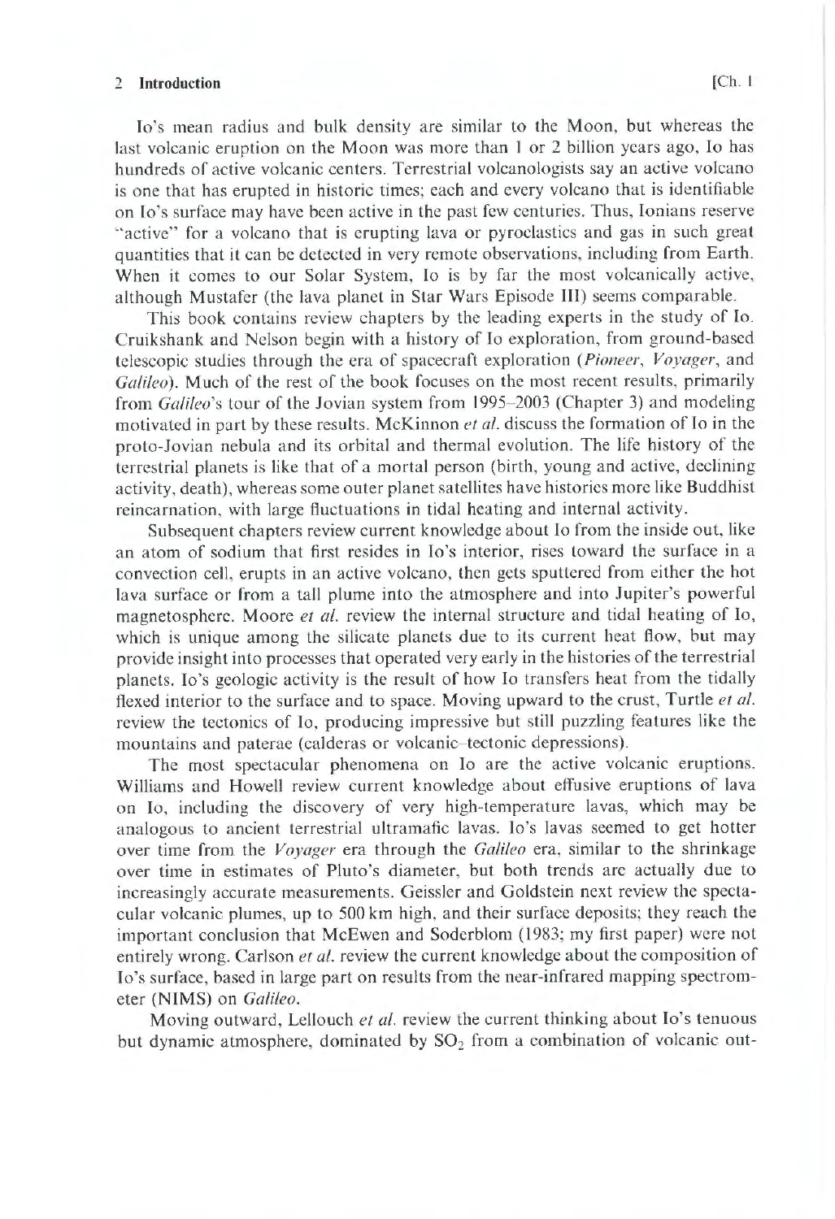Io's mean radius and bulk density are similar to the Moon, but whereas the last volcanic eruption on the Moon was more than 1 or 2 billion years ago, Io has hundreds of active volcanic centers. Terrestrial volcanologists say an active volcano is one that has erupted in historic times; each and every volcano that is identifiable on Io's surface may have been active in the past few centuries. Thus, Ionians reserve "active" for a volcano that is erupting lava or pyroclastics and gas in such great quantities that it can be detected in very remote observations, including from Earth. When it comes to our Solar System, Io is by far the most volcanically active, although Mustafer (the lava planet in Star Wars Episode III) seems comparable.

This book contains review chapters by the leading experts in the study of Io. Cruikshank and Nelson begin with a history of Io exploration, from ground-based telescopic studies through the era of spacecraft exploration (*Pioneer*, *Voyager*, and *Galileo*). Much of the rest of the book focuses on the most recent results, primarily from *Galileo*'s tour of the Jovian system from 1995–2003 (Chapter 3) and modeling motivated in part by these results. McKinnon *et al.* discuss the formation of Io in the proto-Jovian nebula and its orbital and thermal evolution. The life history of the terrestrial planets is like that of a mortal person (birth, young and active, declining activity, death), whereas some outer planet satellites have histories more like Buddhist reincarnation, with large fluctuations in tidal heating and internal activity.

Subsequent chapters review current knowledge about Io from the inside out, like an atom of sodium that first resides in Io's interior, rises toward the surface in a convection cell, erupts in an active volcano, then gets sputtered from either the hot lava surface or from a tall plume into the atmosphere and into Jupiter's powerful magnetosphere. Moore *et al.* review the internal structure and tidal heating of Io, which is unique among the silicate planets due to its current heat flow, but may provide insight into processes that operated very early in the histories of the terrestrial planets. Io's geologic activity is the result of how Io transfers heat from the tidally flexed interior to the surface and to space. Moving upward to the crust, Turtle *et al.* review the tectonics of Io, producing impressive but still puzzling features like the mountains and paterae (calderas or volcanic–tectonic depressions).

The most spectacular phenomena on Io are the active volcanic eruptions. Williams and Howell review current knowledge about effusive eruptions of lava on Io, including the discovery of very high-temperature lavas, which may be analogous to ancient terrestrial ultramafic lavas. Io's lavas seemed to get hotter over time from the *Voyager* era through the *Galileo* era, similar to the shrinkage over time in estimates of Pluto's diameter, but both trends are actually due to increasingly accurate measurements. Geissler and Goldstein next review the spectacular volcanic plumes, up to 500 km high, and their surface deposits; they reach the important conclusion that McEwen and Soderblom (1983; my first paper) were not entirely wrong. Carlson *et al.* review the current knowledge about the composition of Io's surface, based in large part on results from the near-infrared mapping spectrometer (NIMS) on *Galileo*.

Moving outward, Lellouch *et al.* review the current thinking about Io's tenuous but dynamic atmosphere, dominated by $SO_2$ from a combination of volcanic out-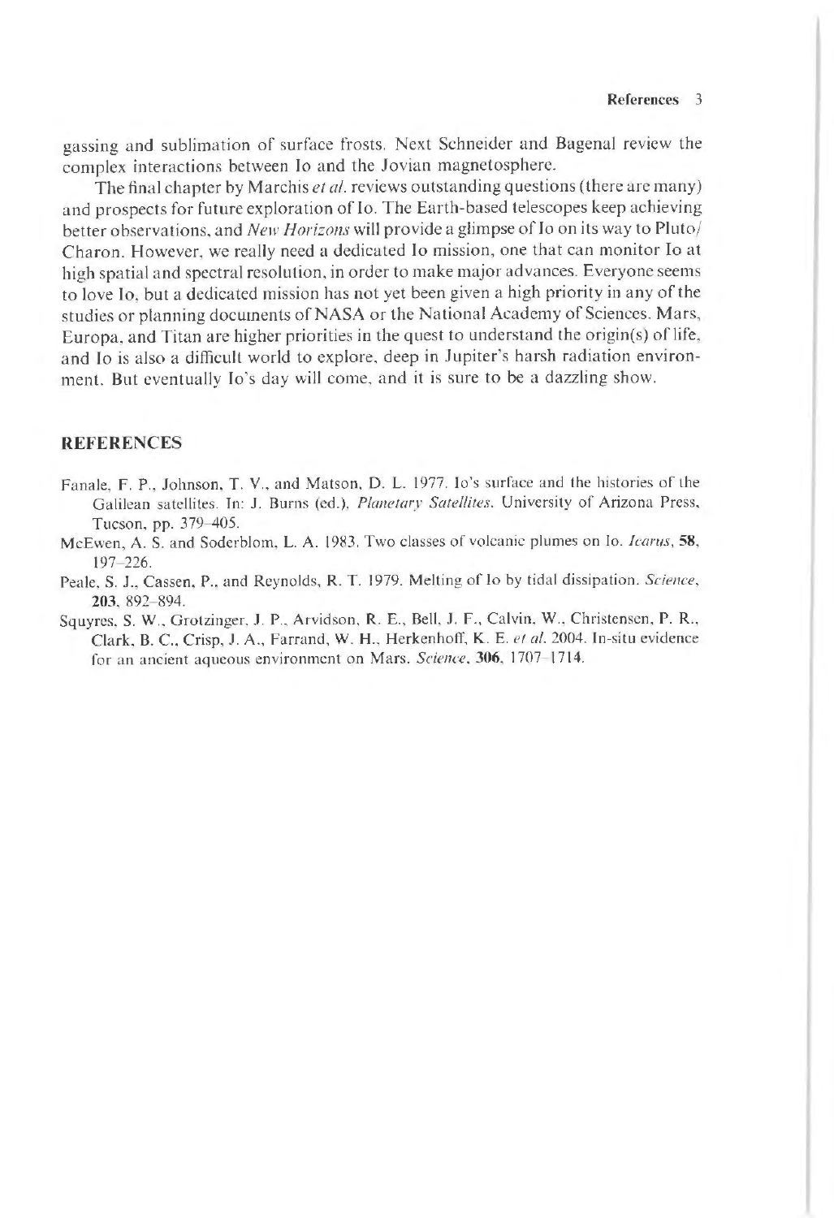gassing and sublimation of surface frosts. Next Schneider and Bagenal review the complex interactions between Io and the Jovian magnetosphere.

The final chapter by Marchis *et al.* reviews outstanding questions (there are many) and prospects for future exploration of Io. The Earth-based telescopes keep achieving better observations, and *New Horizons* will provide a glimpse of Io on its way to Pluto/Charon. However, we really need a dedicated Io mission, one that can monitor Io at high spatial and spectral resolution, in order to make major advances. Everyone seems to love Io, but a dedicated mission has not yet been given a high priority in any of the studies or planning documents of NASA or the National Academy of Sciences. Mars, Europa, and Titan are higher priorities in the quest to understand the origin(s) of life, and Io is also a difficult world to explore, deep in Jupiter's harsh radiation environment. But eventually Io's day will come, and it is sure to be a dazzling show.

## REFERENCES

Fanale, F. P., Johnson, T. V., and Matson, D. L. 1977. Io's surface and the histories of the Galilean satellites. In: J. Burns (ed.), *Planetary Satellites*. University of Arizona Press, Tucson, pp. 379–405.

McEwen, A. S. and Soderblom, L. A. 1983. Two classes of volcanic plumes on Io. *Icarus*, **58**, 197–226.

Peale, S. J., Cassen, P., and Reynolds, R. T. 1979. Melting of Io by tidal dissipation. *Science*, **203**, 892–894.

Squyres, S. W., Grotzinger, J. P., Arvidson, R. E., Bell, J. F., Calvin, W., Christensen, P. R., Clark, B. C., Crisp, J. A., Farrand, W. H., Herkenhoff, K. E. *et al.* 2004. In-situ evidence for an ancient aqueous environment on Mars. *Science*, **306**, 1707–1714.